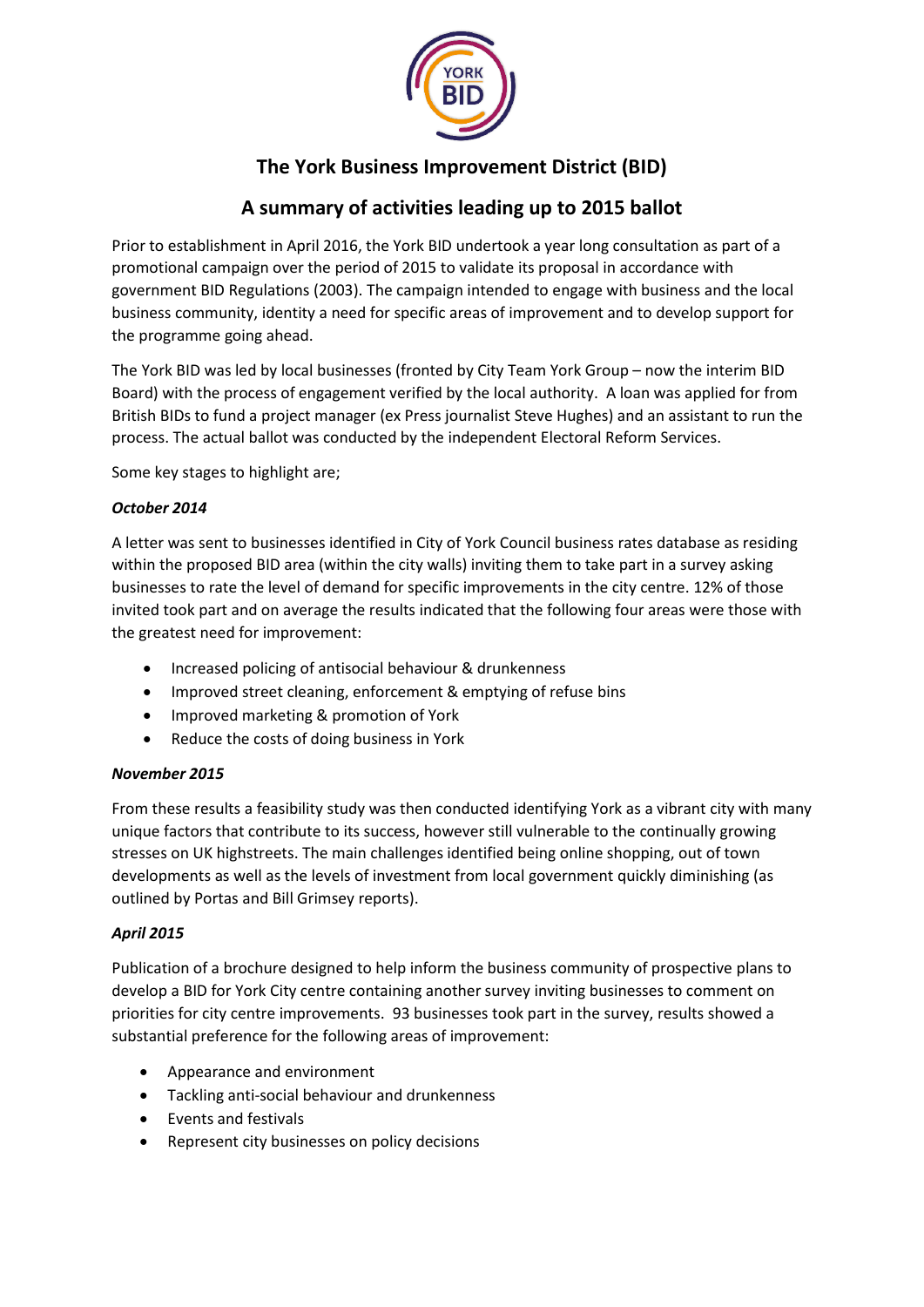# The York Business Improvement District (BID)

## A summary of activities leading up to 2015 ballot

Prior to establishment in April 2016, the York BID undertook a year long consultation as part of a promotional campaign over the period of 2015 to validate its proposal in accordance with government BID Regulations (2003). The campaign intended to engage with business and the local business community, identity a need for specific areas of improvement and to develop support for the programme going ahead.

The York BID was led by local businesses (fronted by City Team York Group – now the interim BID Board) with the process of engagement verified by the local authority. A loan was applied for from British BIDs to fund a project manager (ex Press journalist Steve Hughes) and an assistant to run the process. The actual ballot was conducted by the independent Electoral Reform Services.

Some key stages to highlight are;

***October 2014***

A letter was sent to businesses identified in City of York Council business rates database as residing within the proposed BID area (within the city walls) inviting them to take part in a survey asking businesses to rate the level of demand for specific improvements in the city centre. 12% of those invited took part and on average the results indicated that the following four areas were those with the greatest need for improvement:

- Increased policing of antisocial behaviour & drunkenness
- Improved street cleaning, enforcement & emptying of refuse bins
- Improved marketing & promotion of York
- Reduce the costs of doing business in York

***November 2015***

From these results a feasibility study was then conducted identifying York as a vibrant city with many unique factors that contribute to its success, however still vulnerable to the continually growing stresses on UK highstreets. The main challenges identified being online shopping, out of town developments as well as the levels of investment from local government quickly diminishing (as outlined by Portas and Bill Grimsey reports).

***April 2015***

Publication of a brochure designed to help inform the business community of prospective plans to develop a BID for York City centre containing another survey inviting businesses to comment on priorities for city centre improvements. 93 businesses took part in the survey, results showed a substantial preference for the following areas of improvement:

- Appearance and environment
- Tackling anti-social behaviour and drunkenness
- Events and festivals
- Represent city businesses on policy decisions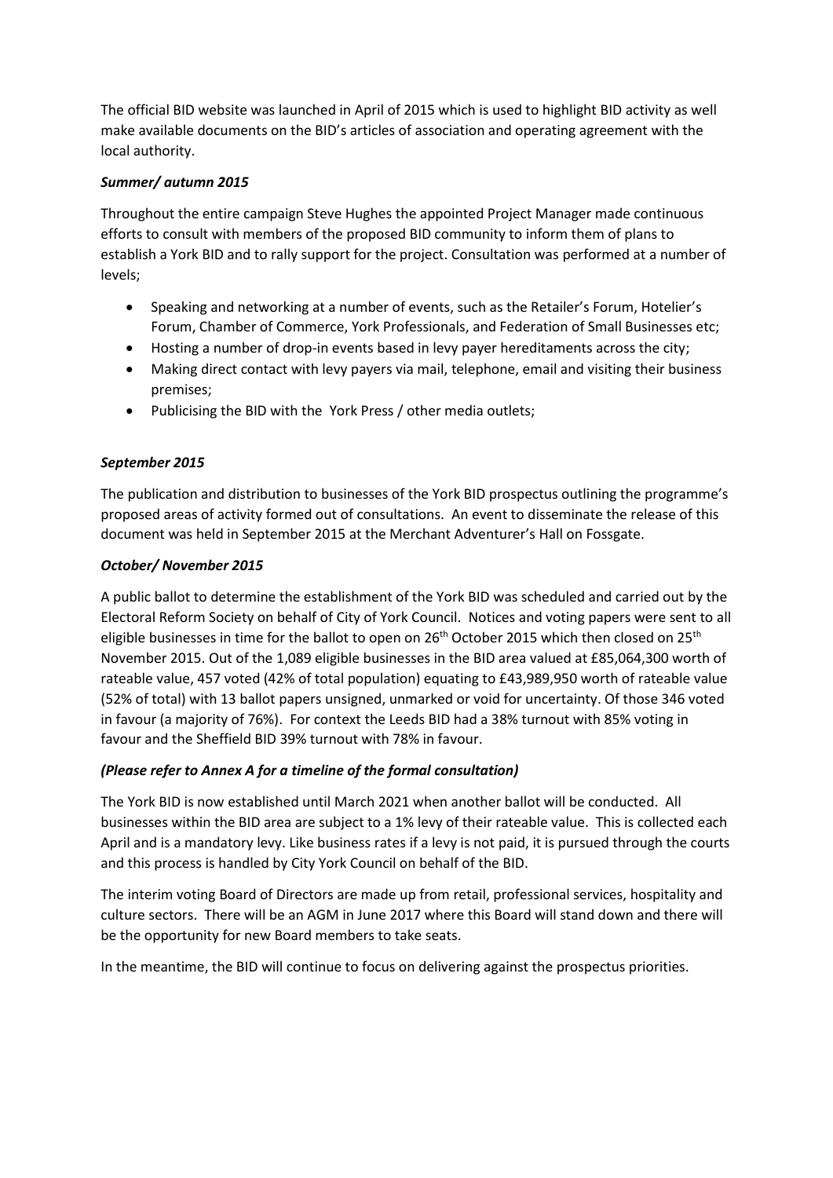The official BID website was launched in April of 2015 which is used to highlight BID activity as well make available documents on the BID's articles of association and operating agreement with the local authority.

***Summer/ autumn 2015***

Throughout the entire campaign Steve Hughes the appointed Project Manager made continuous efforts to consult with members of the proposed BID community to inform them of plans to establish a York BID and to rally support for the project. Consultation was performed at a number of levels;

- Speaking and networking at a number of events, such as the Retailer's Forum, Hotelier's Forum, Chamber of Commerce, York Professionals, and Federation of Small Businesses etc;
- Hosting a number of drop-in events based in levy payer hereditaments across the city;
- Making direct contact with levy payers via mail, telephone, email and visiting their business premises;
- Publicising the BID with the York Press / other media outlets;

***September 2015***

The publication and distribution to businesses of the York BID prospectus outlining the programme's proposed areas of activity formed out of consultations. An event to disseminate the release of this document was held in September 2015 at the Merchant Adventurer's Hall on Fossgate.

***October/ November 2015***

A public ballot to determine the establishment of the York BID was scheduled and carried out by the Electoral Reform Society on behalf of City of York Council. Notices and voting papers were sent to all eligible businesses in time for the ballot to open on 26th October 2015 which then closed on 25th November 2015. Out of the 1,089 eligible businesses in the BID area valued at £85,064,300 worth of rateable value, 457 voted (42% of total population) equating to £43,989,950 worth of rateable value (52% of total) with 13 ballot papers unsigned, unmarked or void for uncertainty. Of those 346 voted in favour (a majority of 76%). For context the Leeds BID had a 38% turnout with 85% voting in favour and the Sheffield BID 39% turnout with 78% in favour.

***(Please refer to Annex A for a timeline of the formal consultation)***

The York BID is now established until March 2021 when another ballot will be conducted. All businesses within the BID area are subject to a 1% levy of their rateable value. This is collected each April and is a mandatory levy. Like business rates if a levy is not paid, it is pursued through the courts and this process is handled by City York Council on behalf of the BID.

The interim voting Board of Directors are made up from retail, professional services, hospitality and culture sectors. There will be an AGM in June 2017 where this Board will stand down and there will be the opportunity for new Board members to take seats.

In the meantime, the BID will continue to focus on delivering against the prospectus priorities.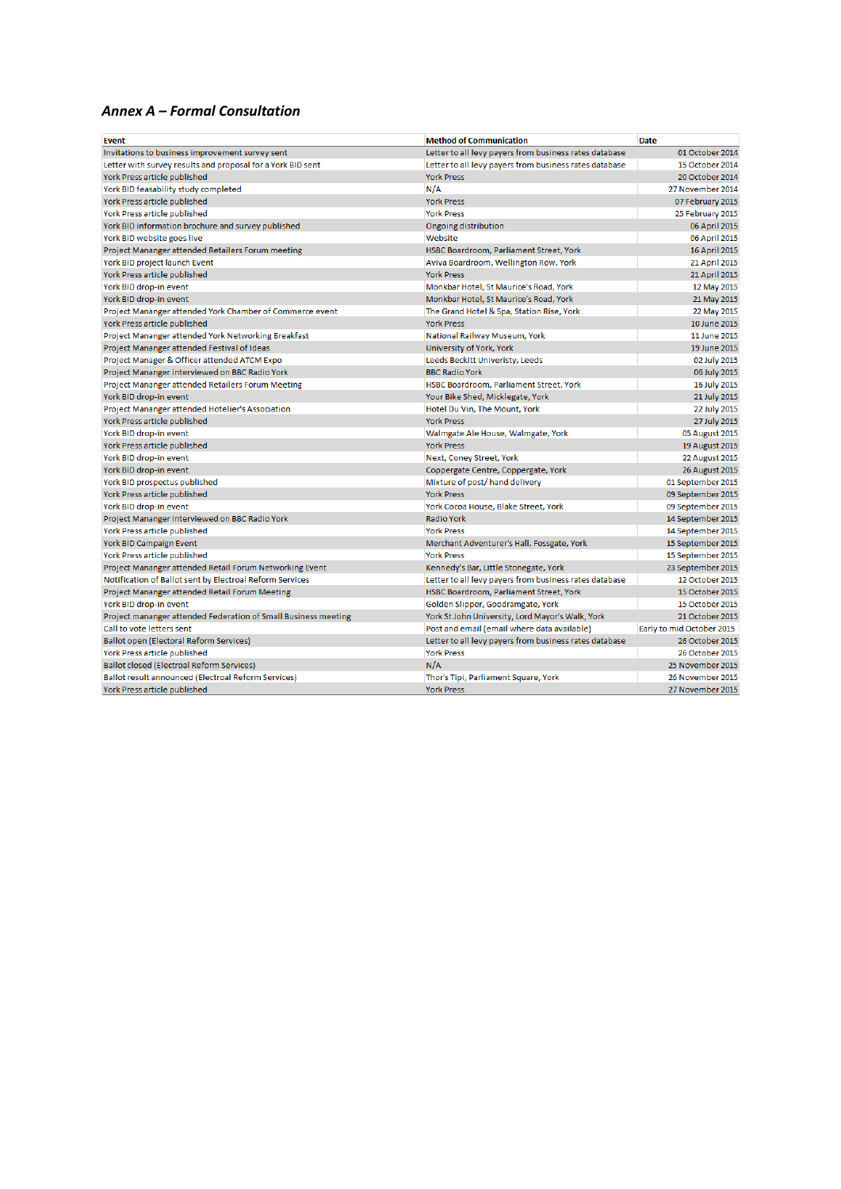### *Annex A – Formal Consultation*

| Event | Method of Communication | Date |
|---|---|---|
| Invitations to business improvement survey sent | Letter to all levy payers from business rates database | 01 October 2014 |
| Letter with survey results and proposal for a York BID sent | Letter to all levy payers from business rates database | 15 October 2014 |
| York Press article published | York Press | 20 October 2014 |
| York BID feasability study completed | N/A | 27 November 2014 |
| York Press article published | York Press | 07 February 2015 |
| York Press article published | York Press | 25 February 2015 |
| York BID information brochure and survey published | Ongoing distribution | 06 April 2015 |
| York BID website goes live | Website | 06 April 2015 |
| Project Mananger attended Retailers Forum meeting | HSBC Boardroom, Parliament Street, York | 16 April 2015 |
| York BID project launch Event | Aviva Boardroom, Wellington Row, York | 21 April 2015 |
| York Press article published | York Press | 21 April 2015 |
| York BID drop-in event | Monkbar Hotel, St Maurice's Road, York | 12 May 2015 |
| York BID drop-in event | Monkbar Hotel, St Maurice's Road, York | 21 May 2015 |
| Project Mananger attended York Chamber of Commerce event | The Grand Hotel & Spa, Station Rise, York | 22 May 2015 |
| York Press article published | York Press | 10 June 2015 |
| Project Mananger attended York Networking Breakfast | National Railway Museum, York | 11 June 2015 |
| Project Mananger attended Festival of Ideas | University of York, York | 19 June 2015 |
| Project Manager & Officer attended ATCM Expo | Leeds Beckitt Univeristy, Leeds | 02 July 2015 |
| Project Mananger interviewed on BBC Radio York | BBC Radio York | 06 July 2015 |
| Project Mananger attended Retailers Forum Meeting | HSBC Boardroom, Parliament Street, York | 16 July 2015 |
| York BID drop-in event | Your Bike Shed, Micklegate, York | 21 July 2015 |
| Project Mananger attended Hotelier's Association | Hotel Du Vin, The Mount, York | 22 July 2015 |
| York Press article published | York Press | 27 July 2015 |
| York BID drop-in event | Walmgate Ale House, Walmgate, York | 05 August 2015 |
| York Press article published | York Press | 19 August 2015 |
| York BID drop-in event | Next, Coney Street, York | 22 August 2015 |
| York BID drop-in event | Coppergate Centre, Coppergate, York | 26 August 2015 |
| York BID prospectus published | Mixture of post/ hand delivery | 01 September 2015 |
| York Press article published | York Press | 09 September 2015 |
| York BID drop-in event | York Cocoa House, Blake Street, York | 09 September 2015 |
| Project Mananger interviewed on BBC Radio York | Radio York | 14 September 2015 |
| York Press article published | York Press | 14 September 2015 |
| York BID Campaign Event | Merchant Adventurer's Hall, Fossgate, York | 15 September 2015 |
| York Press article published | York Press | 15 September 2015 |
| Project Mananger attended Retail Forum Networking Event | Kennedy's Bar, Little Stonegate, York | 23 September 2015 |
| Notification of Ballot sent by Electroal Reform Services | Letter to all levy payers from business rates database | 12 October 2015 |
| Project Mananger attended Retail Forum Meeting | HSBC Boardroom, Parliament Street, York | 15 October 2015 |
| York BID drop-in event | Golden Slipper, Goodramgate, York | 15 October 2015 |
| Project mananger attended Federation of Small Business meeting | York St John University, Lord Mayor's Walk, York | 21 October 2015 |
| Call to vote letters sent | Post and email (email where data available) | Early to mid October 2015 |
| Ballot open (Electoral Reform Services) | Letter to all levy payers from business rates database | 26 October 2015 |
| York Press article published | York Press | 26 October 2015 |
| Ballot closed (Electroal Reform Services) | N/A | 25 November 2015 |
| Ballot result announced (Electroal Reform Services) | Thor's Tipi, Parliament Square, York | 26 November 2015 |
| York Press article published | York Press | 27 November 2015 |